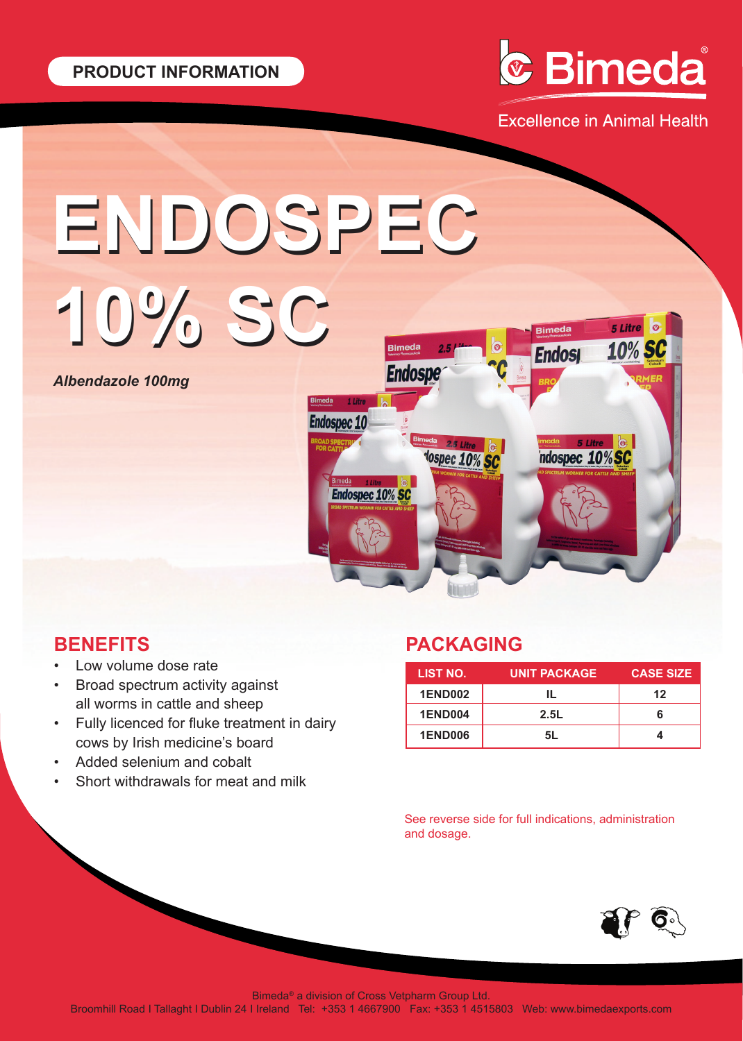PRODUCT INFORMATION

Bimeda®

Excellence in Animal Health

# ENDOSPEC 10% SC

*Albendazole 100mg*

## BENEFITS

- Low volume dose rate
- Broad spectrum activity against all worms in cattle and sheep
- Fully licenced for fluke treatment in dairy cows by Irish medicine's board
- Added selenium and cobalt
- Short withdrawals for meat and milk

## PACKAGING

| LIST NO. | UNIT PACKAGE | CASE SIZE |
|---|---|---|
| 1END002 | IL | 12 |
| 1END004 | 2.5L | 6 |
| 1END006 | 5L | 4 |

See reverse side for full indications, administration and dosage.

Bimeda® a division of Cross Vetpharm Group Ltd.
Broomhill Road I Tallaght I Dublin 24 I Ireland Tel: +353 1 4667900 Fax: +353 1 4515803 Web: www.bimedaexports.com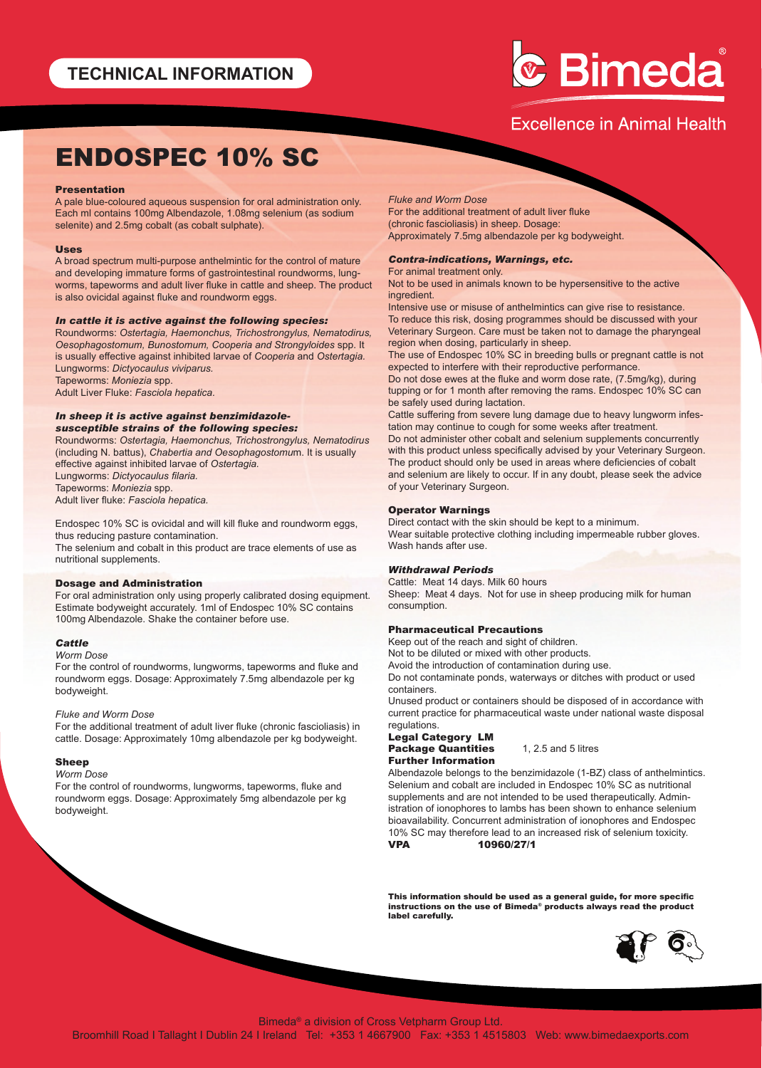TECHNICAL INFORMATION

Bimeda®

Excellence in Animal Health

# ENDOSPEC 10% SC

**Presentation**

A pale blue-coloured aqueous suspension for oral administration only. Each ml contains 100mg Albendazole, 1.08mg selenium (as sodium selenite) and 2.5mg cobalt (as cobalt sulphate).

**Uses**

A broad spectrum multi-purpose anthelmintic for the control of mature and developing immature forms of gastrointestinal roundworms, lung-worms, tapeworms and adult liver fluke in cattle and sheep. The product is also ovicidal against fluke and roundworm eggs.

***In cattle it is active against the following species:***

Roundworms: *Ostertagia, Haemonchus, Trichostrongylus, Nematodirus, Oesophagostomum, Bunostomum, Cooperia and Strongyloides* spp. It is usually effective against inhibited larvae of *Cooperia* and *Ostertagia.*
Lungworms: *Dictyocaulus viviparus.*
Tapeworms: *Moniezia* spp.
Adult Liver Fluke: *Fasciola hepatica.*

***In sheep it is active against benzimidazole-susceptible strains of the following species:***

Roundworms: *Ostertagia, Haemonchus, Trichostrongylus, Nematodirus* (including N. battus), *Chabertia and Oesophagostomu*m. It is usually effective against inhibited larvae of *Ostertagia.*
Lungworms: *Dictyocaulus filaria.*
Tapeworms: *Moniezia* spp.
Adult liver fluke: *Fasciola hepatica.*

Endospec 10% SC is ovicidal and will kill fluke and roundworm eggs, thus reducing pasture contamination.
The selenium and cobalt in this product are trace elements of use as nutritional supplements.

**Dosage and Administration**

For oral administration only using properly calibrated dosing equipment. Estimate bodyweight accurately. 1ml of Endospec 10% SC contains 100mg Albendazole. Shake the container before use.

***Cattle***

*Worm Dose*
For the control of roundworms, lungworms, tapeworms and fluke and roundworm eggs. Dosage: Approximately 7.5mg albendazole per kg bodyweight.

*Fluke and Worm Dose*
For the additional treatment of adult liver fluke (chronic fascioliasis) in cattle. Dosage: Approximately 10mg albendazole per kg bodyweight.

**Sheep**

*Worm Dose*
For the control of roundworms, lungworms, tapeworms, fluke and roundworm eggs. Dosage: Approximately 5mg albendazole per kg bodyweight.

*Fluke and Worm Dose*
For the additional treatment of adult liver fluke (chronic fascioliasis) in sheep. Dosage: Approximately 7.5mg albendazole per kg bodyweight.

***Contra-indications, Warnings, etc.***

For animal treatment only.
Not to be used in animals known to be hypersensitive to the active ingredient.
Intensive use or misuse of anthelmintics can give rise to resistance. To reduce this risk, dosing programmes should be discussed with your Veterinary Surgeon. Care must be taken not to damage the pharyngeal region when dosing, particularly in sheep.
The use of Endospec 10% SC in breeding bulls or pregnant cattle is not expected to interfere with their reproductive performance.
Do not dose ewes at the fluke and worm dose rate, (7.5mg/kg), during tupping or for 1 month after removing the rams. Endospec 10% SC can be safely used during lactation.
Cattle suffering from severe lung damage due to heavy lungworm infes-tation may continue to cough for some weeks after treatment.
Do not administer other cobalt and selenium supplements concurrently with this product unless specifically advised by your Veterinary Surgeon. The product should only be used in areas where deficiencies of cobalt and selenium are likely to occur. If in any doubt, please seek the advice of your Veterinary Surgeon.

**Operator Warnings**

Direct contact with the skin should be kept to a minimum.
Wear suitable protective clothing including impermeable rubber gloves.
Wash hands after use.

***Withdrawal Periods***

Cattle: Meat 14 days. Milk 60 hours
Sheep: Meat 4 days. Not for use in sheep producing milk for human consumption.

**Pharmaceutical Precautions**

Keep out of the reach and sight of children.
Not to be diluted or mixed with other products.
Avoid the introduction of contamination during use.
Do not contaminate ponds, waterways or ditches with product or used containers.
Unused product or containers should be disposed of in accordance with current practice for pharmaceutical waste under national waste disposal regulations.

**Legal Category LM**

**Package Quantities** 1, 2.5 and 5 litres

**Further Information**

Albendazole belongs to the benzimidazole (1-BZ) class of anthelmintics. Selenium and cobalt are included in Endospec 10% SC as nutritional supplements and are not intended to be used therapeutically. Admin-istration of ionophores to lambs has been shown to enhance selenium bioavailability. Concurrent administration of ionophores and Endospec 10% SC may therefore lead to an increased risk of selenium toxicity.

**VPA 10960/27/1**

**This information should be used as a general guide, for more specific instructions on the use of Bimeda® products always read the product label carefully.**

Bimeda® a division of Cross Vetpharm Group Ltd.
Broomhill Road I Tallaght I Dublin 24 I Ireland Tel: +353 1 4667900 Fax: +353 1 4515803 Web: www.bimedaexports.com